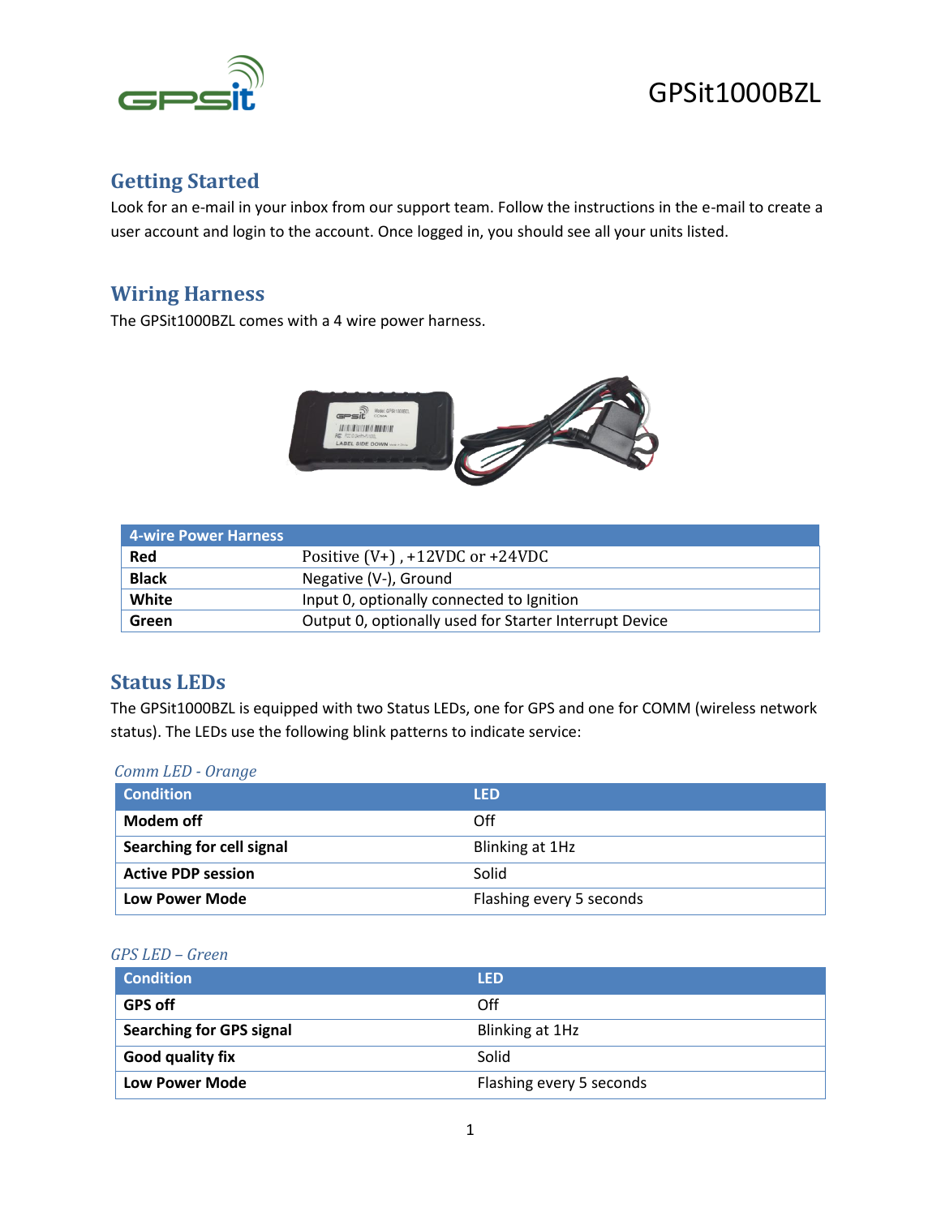# GPSit1000BZL

## Getting Started

Look for an e-mail in your inbox from our support team. Follow the instructions in the e-mail to create a user account and login to the account. Once logged in, you should see all your units listed.

## Wiring Harness

The GPSit1000BZL comes with a 4 wire power harness.

| 4-wire Power Harness | |
|---|---|
| **Red** | Positive (V+) , +12VDC or +24VDC |
| **Black** | Negative (V-), Ground |
| **White** | Input 0, optionally connected to Ignition |
| **Green** | Output 0, optionally used for Starter Interrupt Device |

## Status LEDs

The GPSit1000BZL is equipped with two Status LEDs, one for GPS and one for COMM (wireless network status). The LEDs use the following blink patterns to indicate service:

*Comm LED - Orange*

| Condition | LED |
|---|---|
| **Modem off** | Off |
| **Searching for cell signal** | Blinking at 1Hz |
| **Active PDP session** | Solid |
| **Low Power Mode** | Flashing every 5 seconds |

*GPS LED – Green*

| Condition | LED |
|---|---|
| **GPS off** | Off |
| **Searching for GPS signal** | Blinking at 1Hz |
| **Good quality fix** | Solid |
| **Low Power Mode** | Flashing every 5 seconds |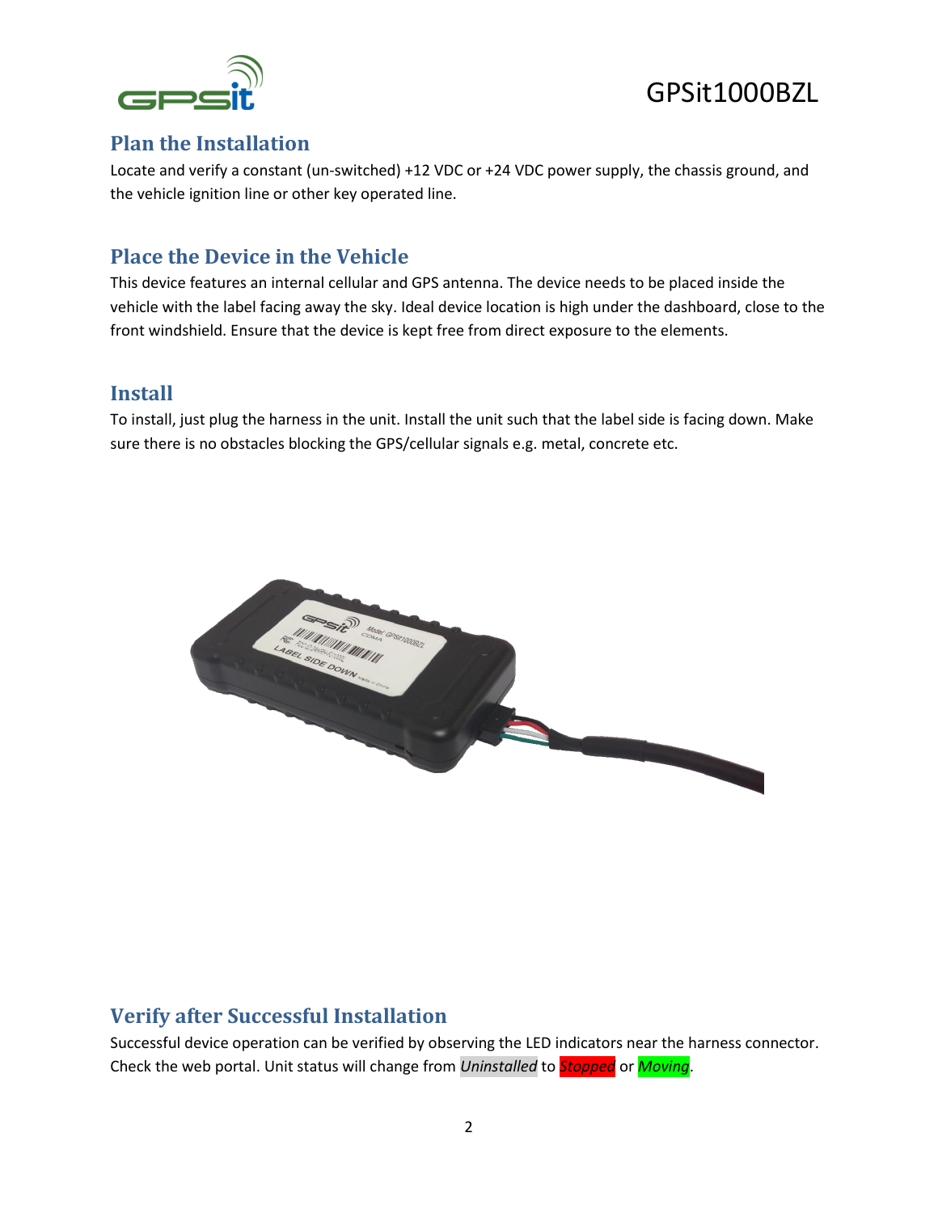## Plan the Installation

Locate and verify a constant (un-switched) +12 VDC or +24 VDC power supply, the chassis ground, and the vehicle ignition line or other key operated line.

## Place the Device in the Vehicle

This device features an internal cellular and GPS antenna. The device needs to be placed inside the vehicle with the label facing away the sky. Ideal device location is high under the dashboard, close to the front windshield. Ensure that the device is kept free from direct exposure to the elements.

## Install

To install, just plug the harness in the unit. Install the unit such that the label side is facing down. Make sure there is no obstacles blocking the GPS/cellular signals e.g. metal, concrete etc.

## Verify after Successful Installation

Successful device operation can be verified by observing the LED indicators near the harness connector. Check the web portal. Unit status will change from *Uninstalled* to *Stopped* or *Moving*.